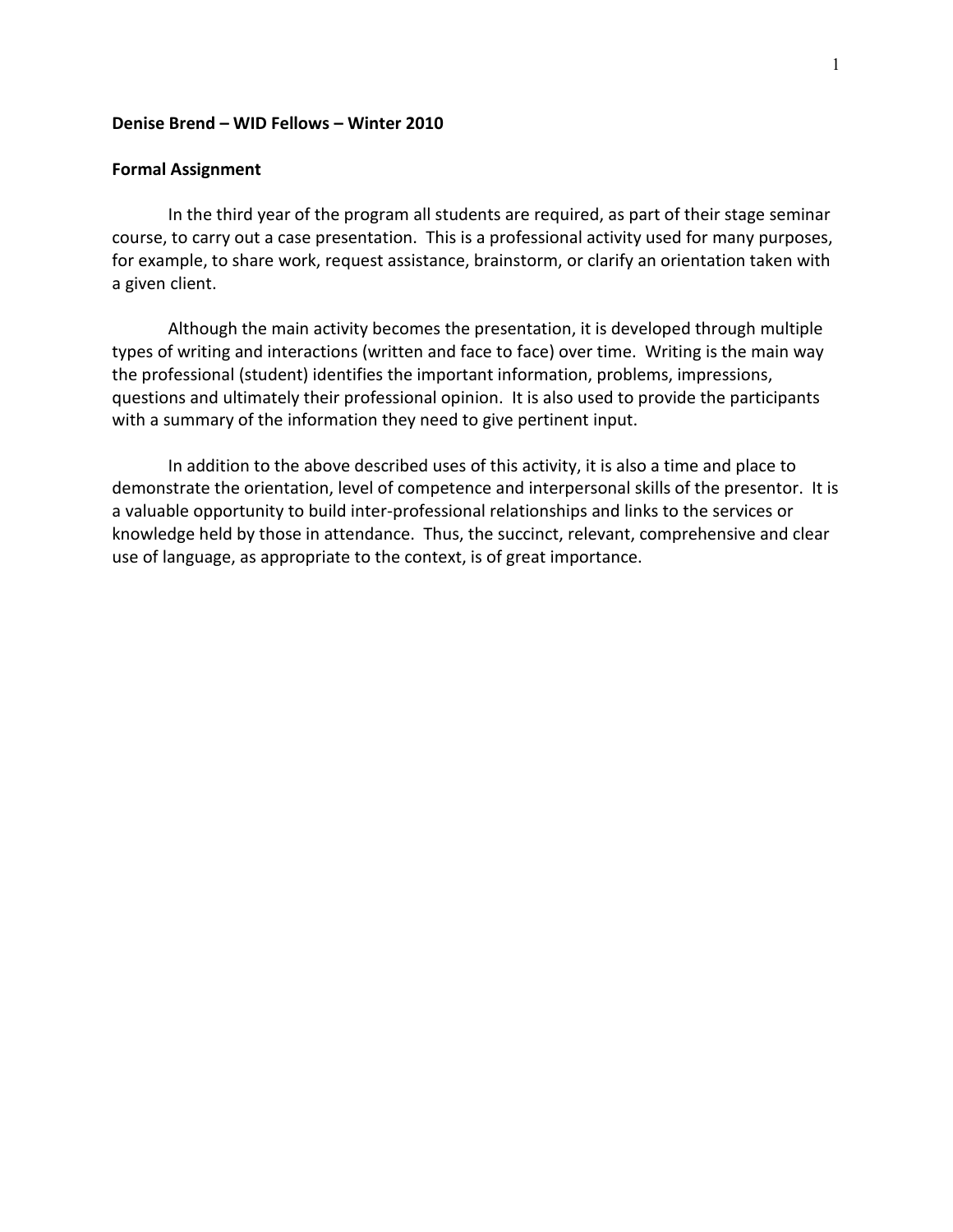**Denise Brend – WID Fellows – Winter 2010**

**Formal Assignment**

In the third year of the program all students are required, as part of their stage seminar course, to carry out a case presentation. This is a professional activity used for many purposes, for example, to share work, request assistance, brainstorm, or clarify an orientation taken with a given client.

Although the main activity becomes the presentation, it is developed through multiple types of writing and interactions (written and face to face) over time. Writing is the main way the professional (student) identifies the important information, problems, impressions, questions and ultimately their professional opinion. It is also used to provide the participants with a summary of the information they need to give pertinent input.

In addition to the above described uses of this activity, it is also a time and place to demonstrate the orientation, level of competence and interpersonal skills of the presentor. It is a valuable opportunity to build inter-professional relationships and links to the services or knowledge held by those in attendance. Thus, the succinct, relevant, comprehensive and clear use of language, as appropriate to the context, is of great importance.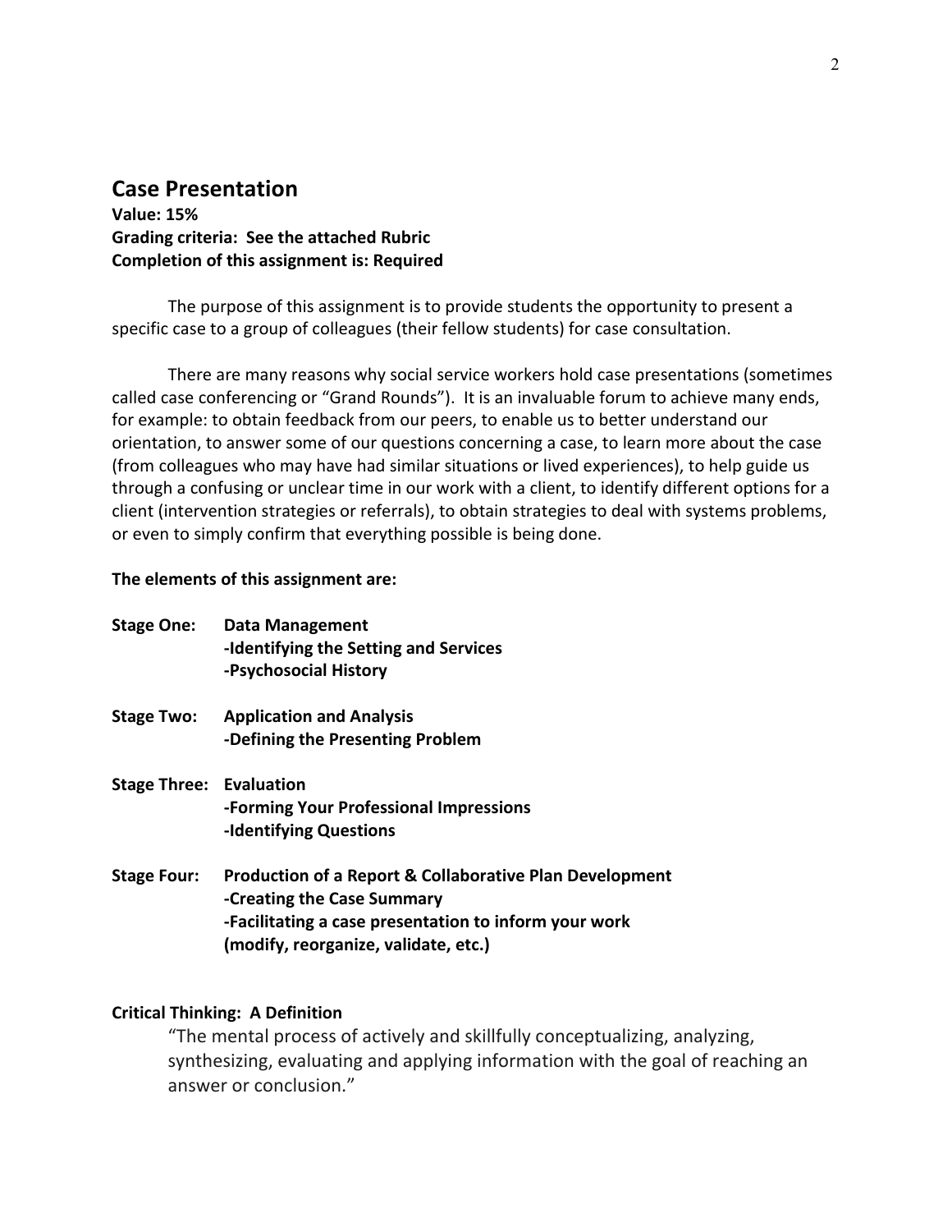## Case Presentation

**Value: 15%**
**Grading criteria: See the attached Rubric**
**Completion of this assignment is: Required**

The purpose of this assignment is to provide students the opportunity to present a specific case to a group of colleagues (their fellow students) for case consultation.

There are many reasons why social service workers hold case presentations (sometimes called case conferencing or "Grand Rounds"). It is an invaluable forum to achieve many ends, for example: to obtain feedback from our peers, to enable us to better understand our orientation, to answer some of our questions concerning a case, to learn more about the case (from colleagues who may have had similar situations or lived experiences), to help guide us through a confusing or unclear time in our work with a client, to identify different options for a client (intervention strategies or referrals), to obtain strategies to deal with systems problems, or even to simply confirm that everything possible is being done.

**The elements of this assignment are:**

**Stage One: Data Management**
**-Identifying the Setting and Services**
**-Psychosocial History**

**Stage Two: Application and Analysis**
**-Defining the Presenting Problem**

**Stage Three: Evaluation**
**-Forming Your Professional Impressions**
**-Identifying Questions**

**Stage Four: Production of a Report & Collaborative Plan Development**
**-Creating the Case Summary**
**-Facilitating a case presentation to inform your work (modify, reorganize, validate, etc.)**

**Critical Thinking: A Definition**

"The mental process of actively and skillfully conceptualizing, analyzing, synthesizing, evaluating and applying information with the goal of reaching an answer or conclusion."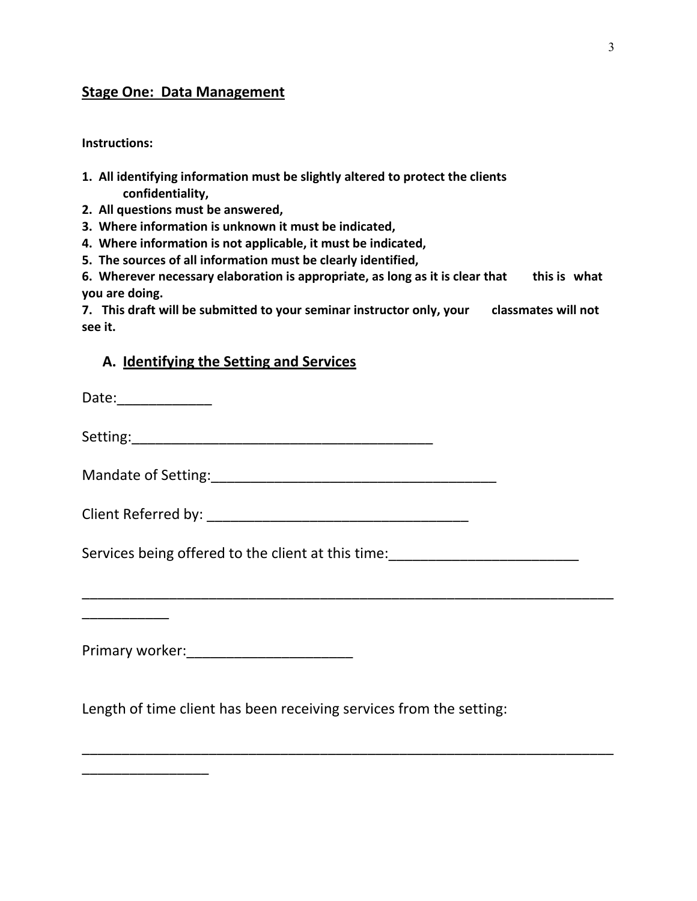## Stage One: Data Management

**Instructions:**

1. **All identifying information must be slightly altered to protect the clients confidentiality,**
2. **All questions must be answered,**
3. **Where information is unknown it must be indicated,**
4. **Where information is not applicable, it must be indicated,**
5. **The sources of all information must be clearly identified,**
6. **Wherever necessary elaboration is appropriate, as long as it is clear that this is what you are doing.**
7. **This draft will be submitted to your seminar instructor only, your classmates will not see it.**

### A. Identifying the Setting and Services

Date:____________

Setting:________________________________________

Mandate of Setting:_____________________________________

Client Referred by: _________________________________

Services being offered to the client at this time:________________________

_____________________________________________________________________
___________

Primary worker:_____________________

Length of time client has been receiving services from the setting:

_____________________________________________________________________
________________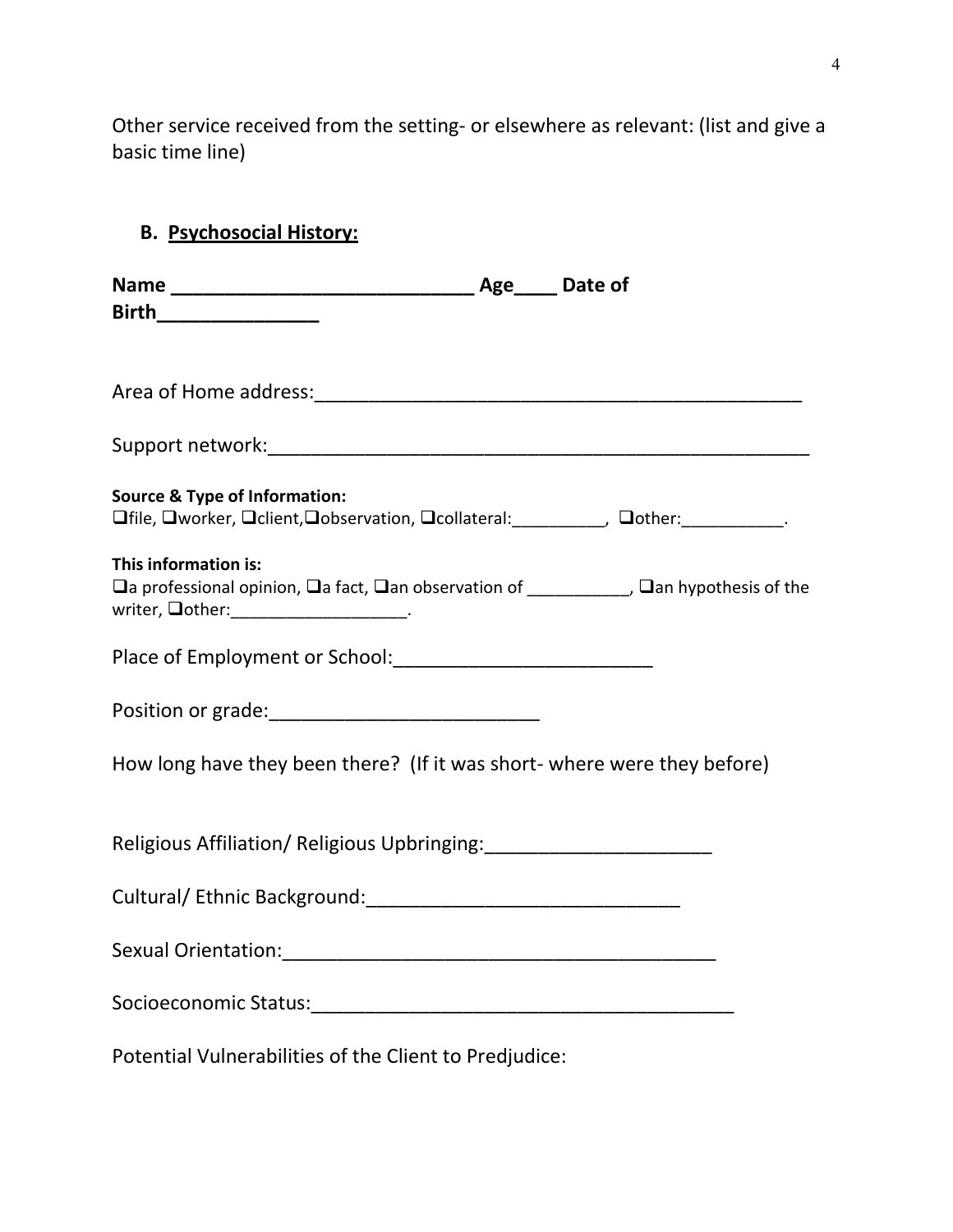Other service received from the setting- or elsewhere as relevant: (list and give a basic time line)

## B. <u>Psychosocial History:</u>

**Name \_\_\_\_\_\_\_\_\_\_\_\_\_\_\_\_\_\_\_\_\_\_\_\_\_\_\_\_ Age\_\_\_\_ Date of Birth\_\_\_\_\_\_\_\_\_\_\_\_\_\_\_\_**

Area of Home address:\_\_\_\_\_\_\_\_\_\_\_\_\_\_\_\_\_\_\_\_\_\_\_\_\_\_\_\_\_\_\_\_\_\_\_\_\_\_\_\_\_\_\_\_\_\_

Support network:\_\_\_\_\_\_\_\_\_\_\_\_\_\_\_\_\_\_\_\_\_\_\_\_\_\_\_\_\_\_\_\_\_\_\_\_\_\_\_\_\_\_\_\_\_\_\_\_\_\_

**Source & Type of Information:**
❑file, ❑worker, ❑client,❑observation, ❑collateral:\_\_\_\_\_\_\_\_\_\_, ❑other:\_\_\_\_\_\_\_\_\_\_\_.

**This information is:**
❑a professional opinion, ❑a fact, ❑an observation of \_\_\_\_\_\_\_\_\_\_\_, ❑an hypothesis of the writer, ❑other:\_\_\_\_\_\_\_\_\_\_\_\_\_\_\_\_\_\_\_.

Place of Employment or School:\_\_\_\_\_\_\_\_\_\_\_\_\_\_\_\_\_\_\_\_\_\_\_\_\_

Position or grade:\_\_\_\_\_\_\_\_\_\_\_\_\_\_\_\_\_\_\_\_\_\_\_\_\_\_

How long have they been there? (If it was short- where were they before)

Religious Affiliation/ Religious Upbringing:\_\_\_\_\_\_\_\_\_\_\_\_\_\_\_\_\_\_\_\_\_\_

Cultural/ Ethnic Background:\_\_\_\_\_\_\_\_\_\_\_\_\_\_\_\_\_\_\_\_\_\_\_\_\_\_\_\_\_\_

Sexual Orientation:\_\_\_\_\_\_\_\_\_\_\_\_\_\_\_\_\_\_\_\_\_\_\_\_\_\_\_\_\_\_\_\_\_\_\_\_\_\_\_\_\_\_

Socioeconomic Status:\_\_\_\_\_\_\_\_\_\_\_\_\_\_\_\_\_\_\_\_\_\_\_\_\_\_\_\_\_\_\_\_\_\_\_\_\_\_\_\_\_

Potential Vulnerabilities of the Client to Predjudice: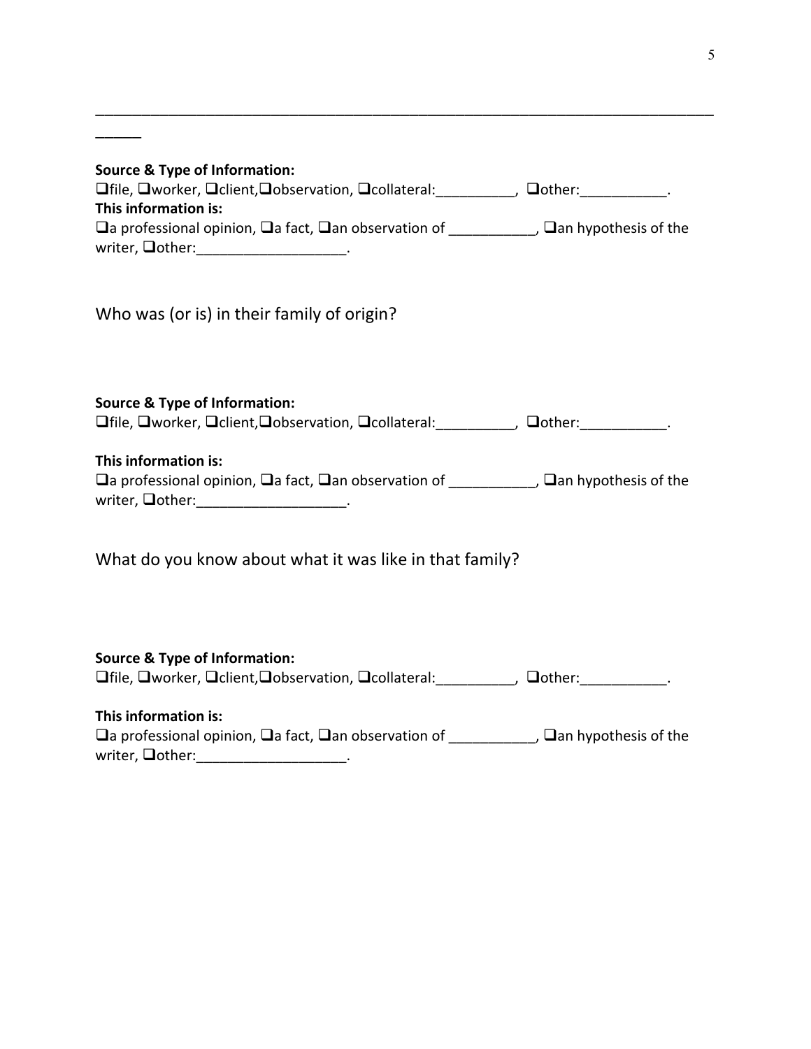________________________________________________________________________________
______

**Source & Type of Information:**
❑file, ❑worker, ❑client,❑observation, ❑collateral:__________, ❑other:___________.
**This information is:**
❑a professional opinion, ❑a fact, ❑an observation of ___________, ❑an hypothesis of the writer, ❑other:___________________.

Who was (or is) in their family of origin?

**Source & Type of Information:**
❑file, ❑worker, ❑client,❑observation, ❑collateral:__________, ❑other:___________.

**This information is:**
❑a professional opinion, ❑a fact, ❑an observation of ___________, ❑an hypothesis of the writer, ❑other:___________________.

What do you know about what it was like in that family?

**Source & Type of Information:**
❑file, ❑worker, ❑client,❑observation, ❑collateral:__________, ❑other:___________.

**This information is:**
❑a professional opinion, ❑a fact, ❑an observation of ___________, ❑an hypothesis of the writer, ❑other:___________________.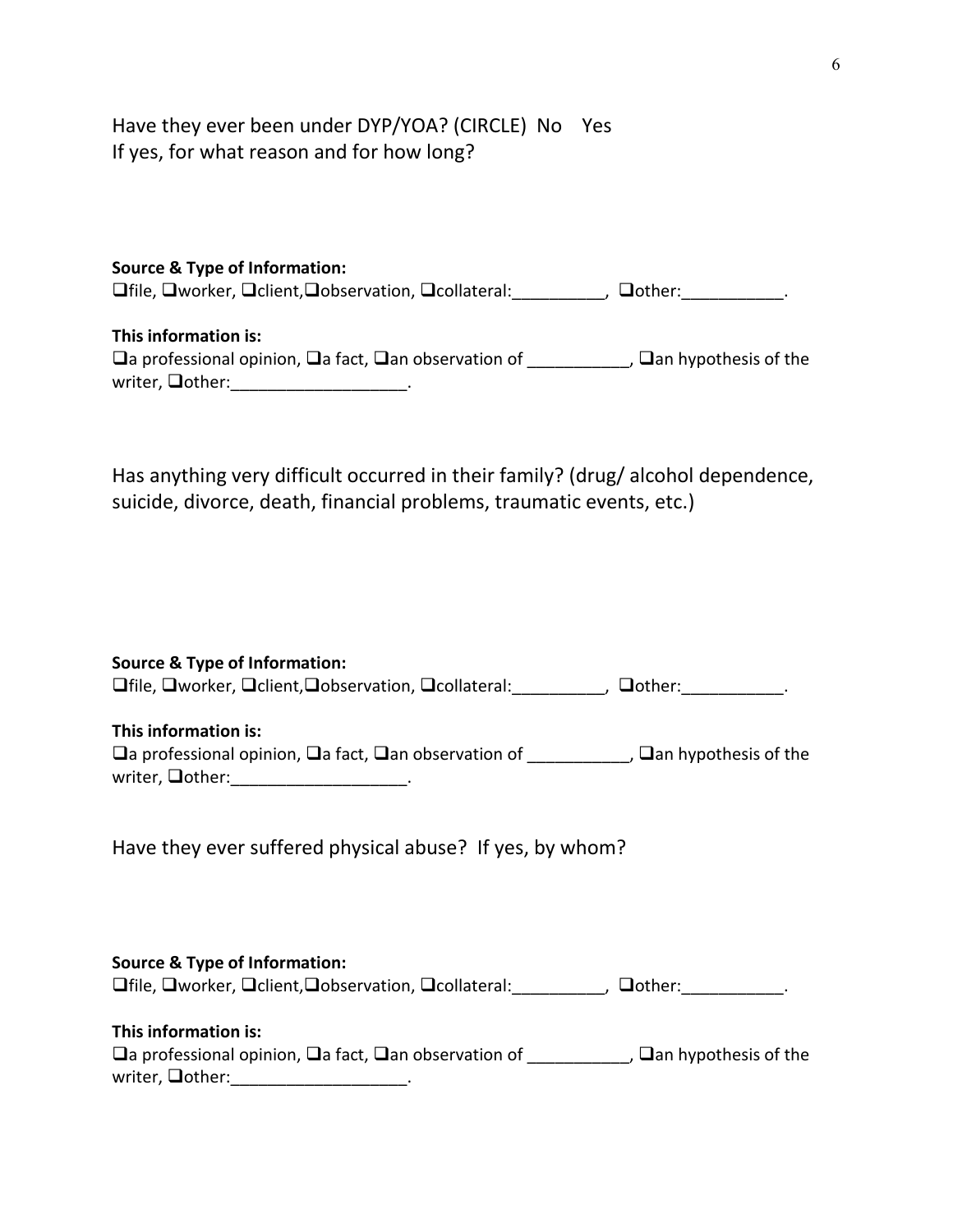Have they ever been under DYP/YOA? (CIRCLE) No Yes
If yes, for what reason and for how long?

**Source & Type of Information:**
❑file, ❑worker, ❑client,❑observation, ❑collateral:__________, ❑other:___________.

**This information is:**
❑a professional opinion, ❑a fact, ❑an observation of ___________, ❑an hypothesis of the writer, ❑other:___________________.

Has anything very difficult occurred in their family? (drug/ alcohol dependence, suicide, divorce, death, financial problems, traumatic events, etc.)

**Source & Type of Information:**
❑file, ❑worker, ❑client,❑observation, ❑collateral:__________, ❑other:___________.

**This information is:**
❑a professional opinion, ❑a fact, ❑an observation of ___________, ❑an hypothesis of the writer, ❑other:___________________.

Have they ever suffered physical abuse? If yes, by whom?

**Source & Type of Information:**
❑file, ❑worker, ❑client,❑observation, ❑collateral:__________, ❑other:___________.

**This information is:**
❑a professional opinion, ❑a fact, ❑an observation of ___________, ❑an hypothesis of the writer, ❑other:___________________.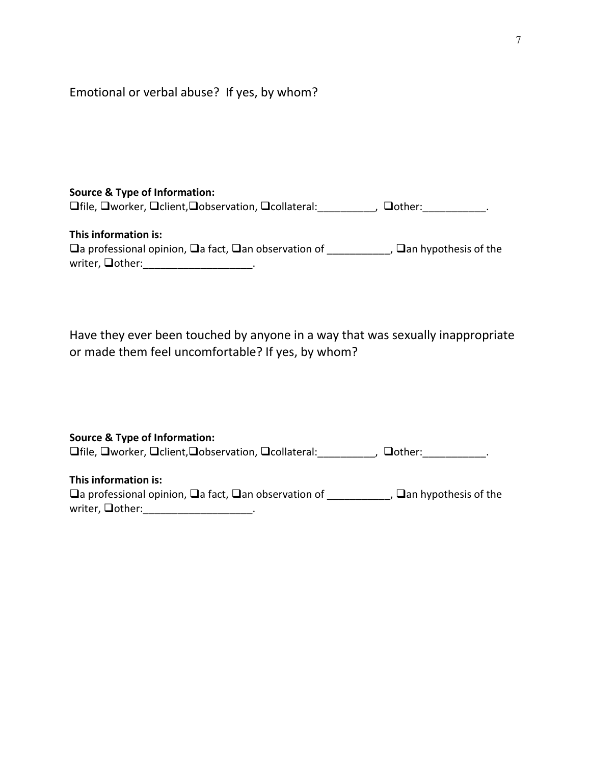Emotional or verbal abuse? If yes, by whom?

**Source & Type of Information:**
❑file, ❑worker, ❑client,❑observation, ❑collateral:__________, ❑other:___________.

**This information is:**
❑a professional opinion, ❑a fact, ❑an observation of ___________, ❑an hypothesis of the writer, ❑other:___________________.

Have they ever been touched by anyone in a way that was sexually inappropriate or made them feel uncomfortable? If yes, by whom?

**Source & Type of Information:**
❑file, ❑worker, ❑client,❑observation, ❑collateral:__________, ❑other:___________.

**This information is:**
❑a professional opinion, ❑a fact, ❑an observation of ___________, ❑an hypothesis of the writer, ❑other:___________________.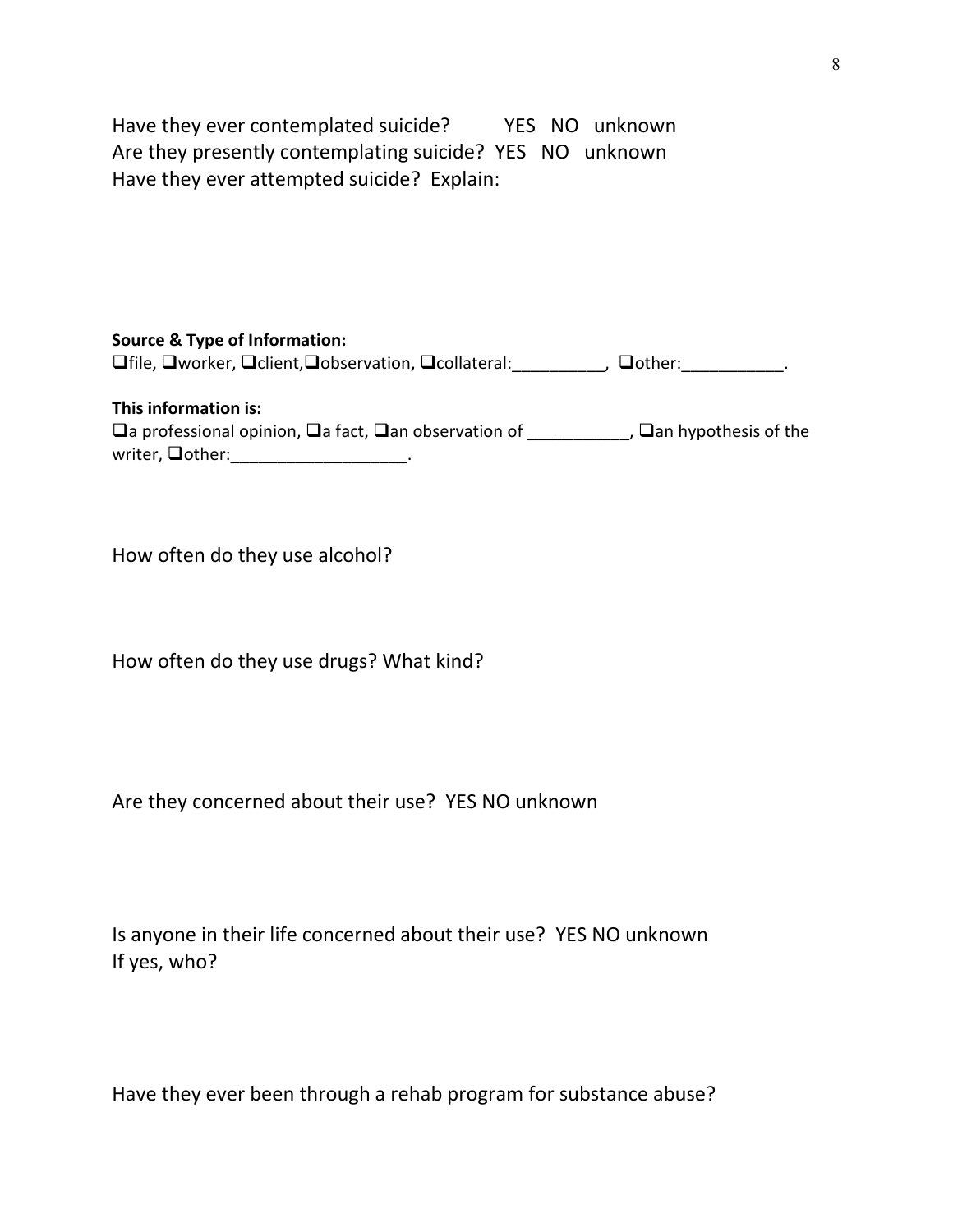Have they ever contemplated suicide? YES NO unknown
Are they presently contemplating suicide? YES NO unknown
Have they ever attempted suicide? Explain:

**Source & Type of Information:**
❑file, ❑worker, ❑client,❑observation, ❑collateral:__________, ❑other:___________.

**This information is:**
❑a professional opinion, ❑a fact, ❑an observation of ___________, ❑an hypothesis of the writer, ❑other:___________________.

How often do they use alcohol?

How often do they use drugs? What kind?

Are they concerned about their use? YES NO unknown

Is anyone in their life concerned about their use? YES NO unknown
If yes, who?

Have they ever been through a rehab program for substance abuse?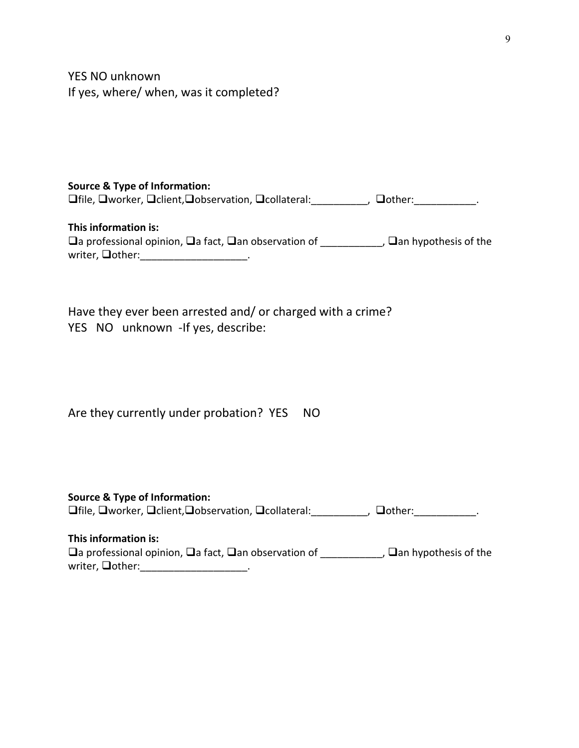YES NO unknown
If yes, where/ when, was it completed?

**Source & Type of Information:**
❑file, ❑worker, ❑client,❑observation, ❑collateral:__________, ❑other:___________.

**This information is:**
❑a professional opinion, ❑a fact, ❑an observation of ___________, ❑an hypothesis of the writer, ❑other:___________________.

Have they ever been arrested and/ or charged with a crime?
YES NO unknown -If yes, describe:

Are they currently under probation? YES NO

**Source & Type of Information:**
❑file, ❑worker, ❑client,❑observation, ❑collateral:__________, ❑other:___________.

**This information is:**
❑a professional opinion, ❑a fact, ❑an observation of ___________, ❑an hypothesis of the writer, ❑other:___________________.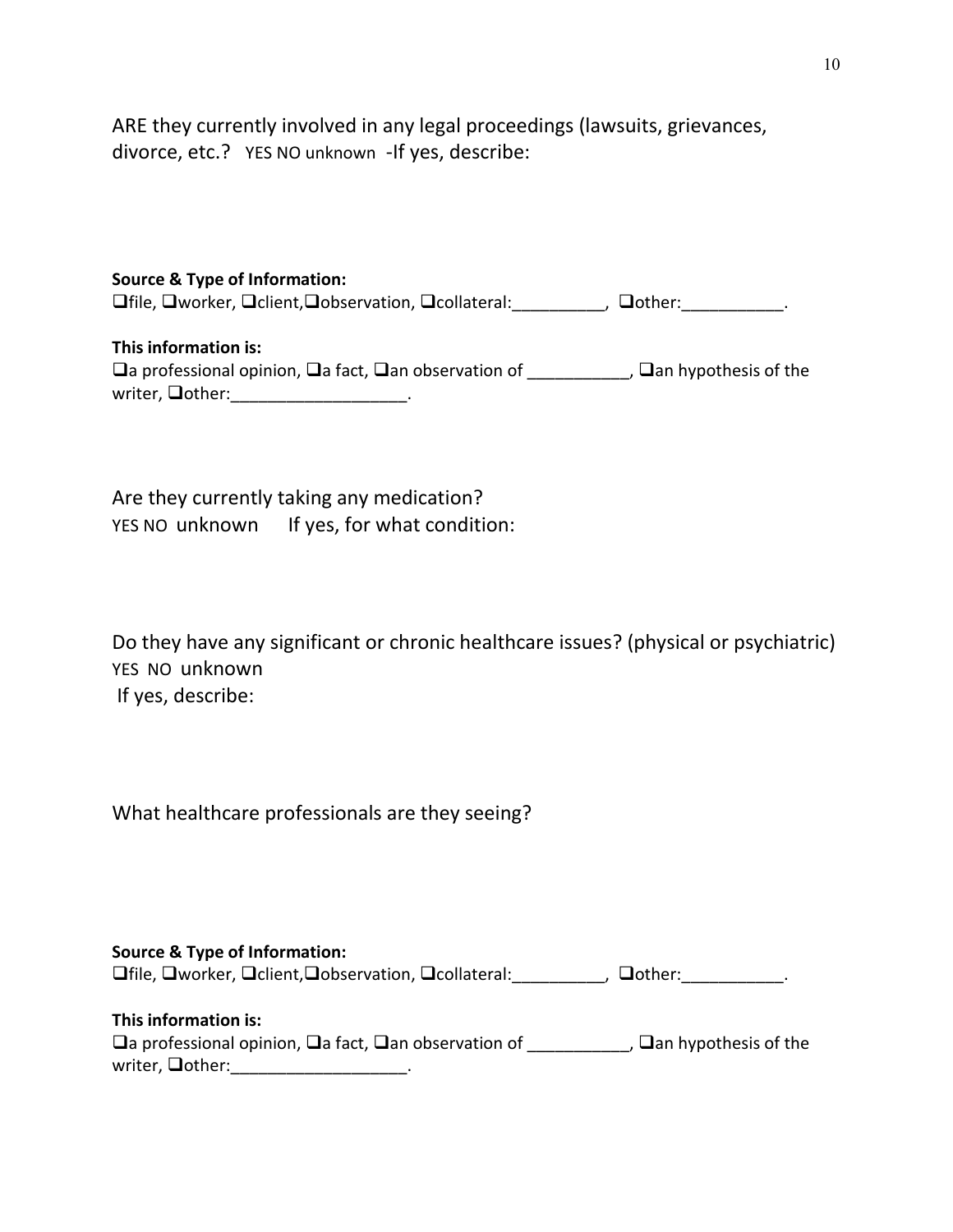ARE they currently involved in any legal proceedings (lawsuits, grievances, divorce, etc.? YES NO unknown -If yes, describe:

**Source & Type of Information:**
❑file, ❑worker, ❑client,❑observation, ❑collateral:__________, ❑other:___________.

**This information is:**
❑a professional opinion, ❑a fact, ❑an observation of ___________, ❑an hypothesis of the writer, ❑other:___________________.

Are they currently taking any medication?
YES NO unknown If yes, for what condition:

Do they have any significant or chronic healthcare issues? (physical or psychiatric)
YES NO unknown
If yes, describe:

What healthcare professionals are they seeing?

**Source & Type of Information:**
❑file, ❑worker, ❑client,❑observation, ❑collateral:__________, ❑other:___________.

**This information is:**
❑a professional opinion, ❑a fact, ❑an observation of ___________, ❑an hypothesis of the writer, ❑other:___________________.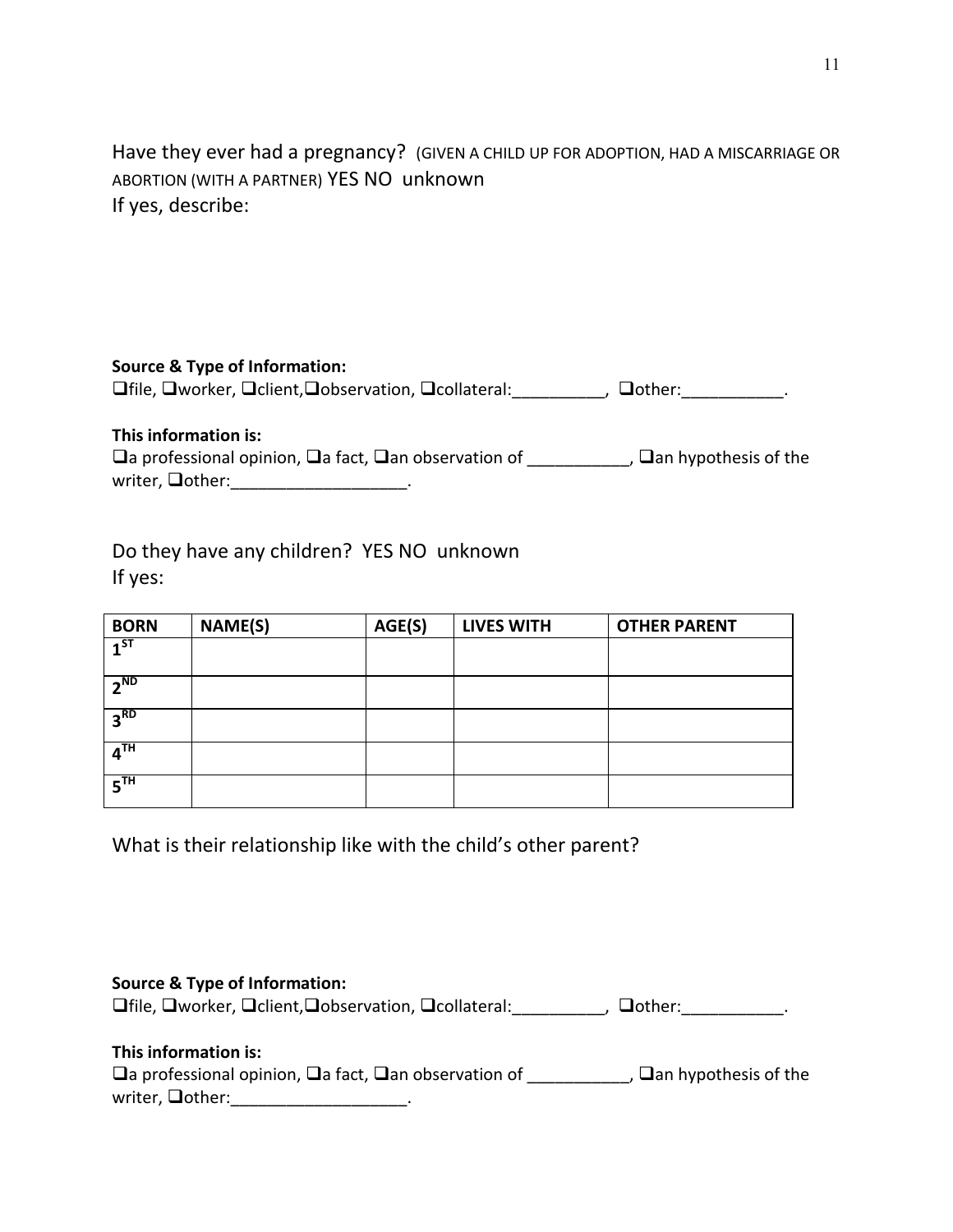Have they ever had a pregnancy? (GIVEN A CHILD UP FOR ADOPTION, HAD A MISCARRIAGE OR ABORTION (WITH A PARTNER) YES NO unknown

If yes, describe:

**Source & Type of Information:**

❑file, ❑worker, ❑client,❑observation, ❑collateral:__________, ❑other:___________.

**This information is:**

❑a professional opinion, ❑a fact, ❑an observation of ___________, ❑an hypothesis of the writer, ❑other:___________________.

Do they have any children? YES NO unknown

If yes:

| BORN | NAME(S) | AGE(S) | LIVES WITH | OTHER PARENT |
|---|---|---|---|---|
| 1ST | | | | |
| 2ND | | | | |
| 3RD | | | | |
| 4TH | | | | |
| 5TH | | | | |

What is their relationship like with the child's other parent?

**Source & Type of Information:**

❑file, ❑worker, ❑client,❑observation, ❑collateral:__________, ❑other:___________.

**This information is:**

❑a professional opinion, ❑a fact, ❑an observation of ___________, ❑an hypothesis of the writer, ❑other:___________________.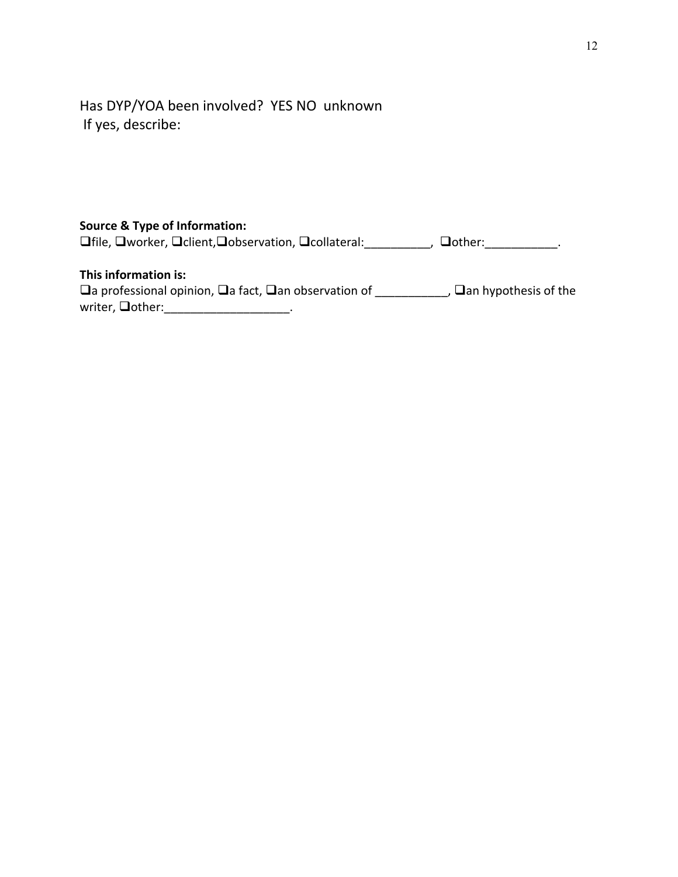Has DYP/YOA been involved? YES NO unknown
If yes, describe:

**Source & Type of Information:**
❑file, ❑worker, ❑client,❑observation, ❑collateral:__________, ❑other:___________.

**This information is:**
❑a professional opinion, ❑a fact, ❑an observation of ___________, ❑an hypothesis of the writer, ❑other:___________________.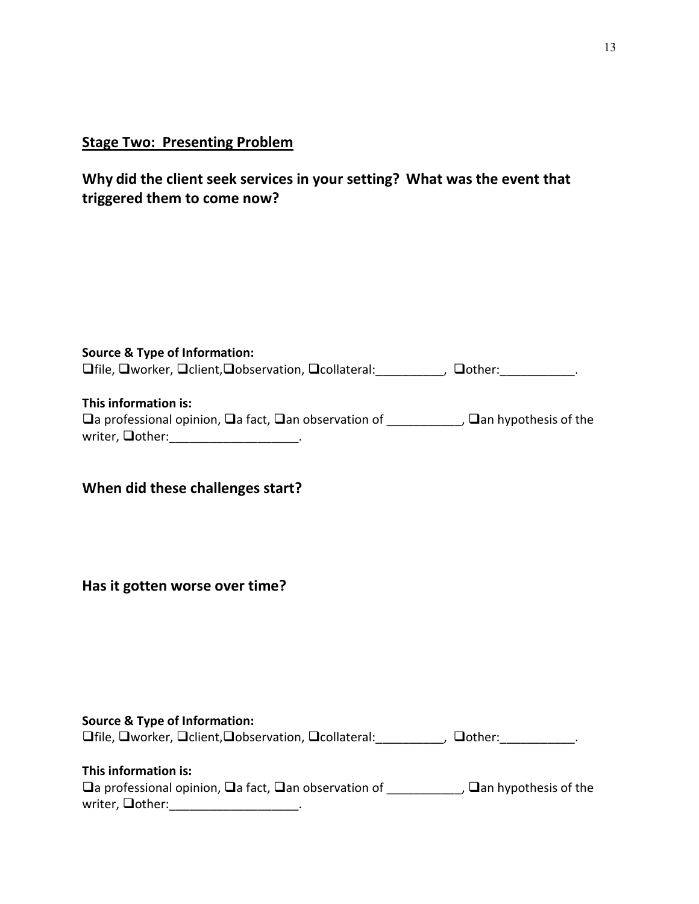## Stage Two: Presenting Problem

### Why did the client seek services in your setting? What was the event that triggered them to come now?

**Source & Type of Information:**
❑file, ❑worker, ❑client,❑observation, ❑collateral:__________, ❑other:___________.

**This information is:**
❑a professional opinion, ❑a fact, ❑an observation of ___________, ❑an hypothesis of the writer, ❑other:___________________.

### When did these challenges start?

### Has it gotten worse over time?

**Source & Type of Information:**
❑file, ❑worker, ❑client,❑observation, ❑collateral:__________, ❑other:___________.

**This information is:**
❑a professional opinion, ❑a fact, ❑an observation of ___________, ❑an hypothesis of the writer, ❑other:___________________.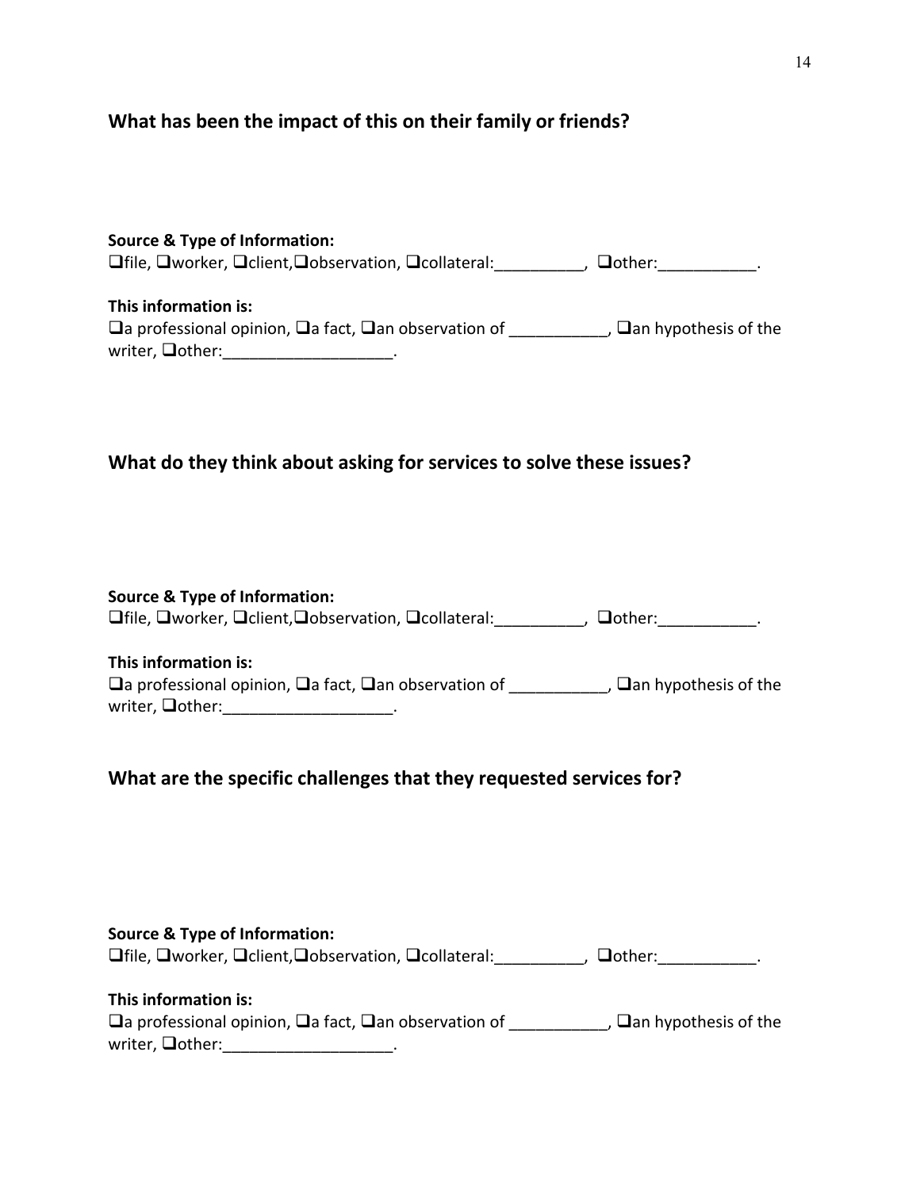## What has been the impact of this on their family or friends?

**Source & Type of Information:**
❑file, ❑worker, ❑client,❑observation, ❑collateral:__________, ❑other:___________.

**This information is:**
❑a professional opinion, ❑a fact, ❑an observation of ___________, ❑an hypothesis of the writer, ❑other:___________________.

## What do they think about asking for services to solve these issues?

**Source & Type of Information:**
❑file, ❑worker, ❑client,❑observation, ❑collateral:__________, ❑other:___________.

**This information is:**
❑a professional opinion, ❑a fact, ❑an observation of ___________, ❑an hypothesis of the writer, ❑other:___________________.

## What are the specific challenges that they requested services for?

**Source & Type of Information:**
❑file, ❑worker, ❑client,❑observation, ❑collateral:__________, ❑other:___________.

**This information is:**
❑a professional opinion, ❑a fact, ❑an observation of ___________, ❑an hypothesis of the writer, ❑other:___________________.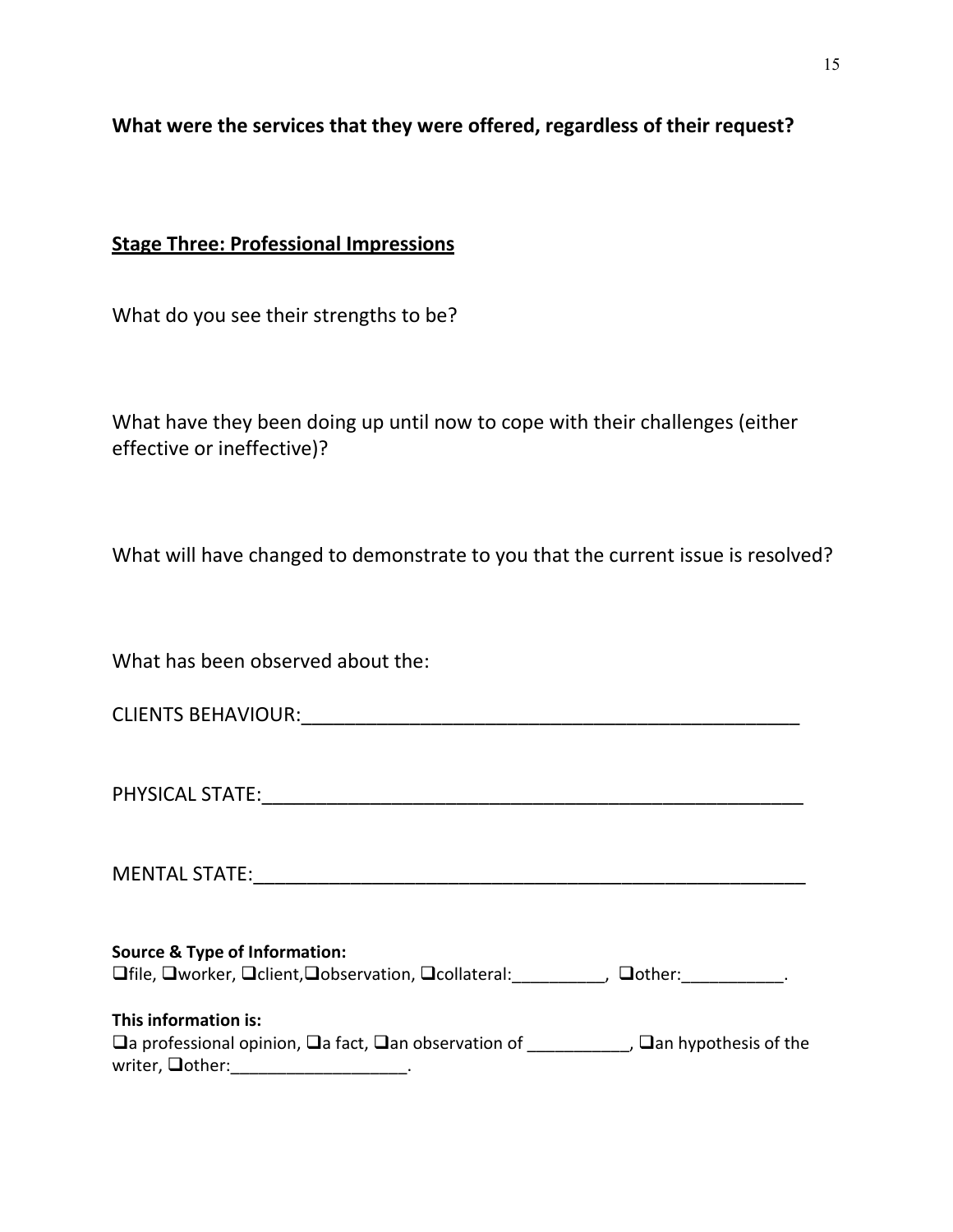**What were the services that they were offered, regardless of their request?**

## Stage Three: Professional Impressions

What do you see their strengths to be?

What have they been doing up until now to cope with their challenges (either effective or ineffective)?

What will have changed to demonstrate to you that the current issue is resolved?

What has been observed about the:

CLIENTS BEHAVIOUR:_______________________________________________

PHYSICAL STATE:__________________________________________________

MENTAL STATE:____________________________________________________

**Source & Type of Information:**
❑file, ❑worker, ❑client,❑observation, ❑collateral:__________, ❑other:___________.

**This information is:**
❑a professional opinion, ❑a fact, ❑an observation of ___________, ❑an hypothesis of the writer, ❑other:___________________.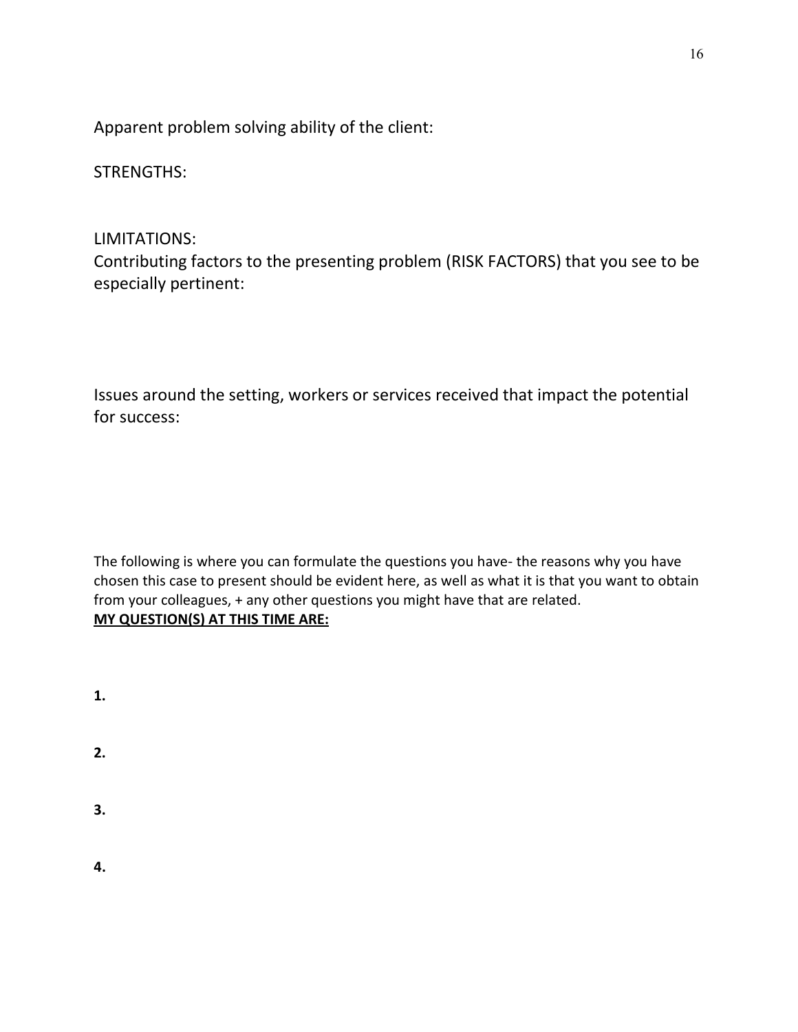Apparent problem solving ability of the client:

STRENGTHS:

LIMITATIONS:

Contributing factors to the presenting problem (RISK FACTORS) that you see to be especially pertinent:

Issues around the setting, workers or services received that impact the potential for success:

The following is where you can formulate the questions you have- the reasons why you have chosen this case to present should be evident here, as well as what it is that you want to obtain from your colleagues, + any other questions you might have that are related.

**MY QUESTION(S) AT THIS TIME ARE:**

**1.**

**2.**

**3.**

**4.**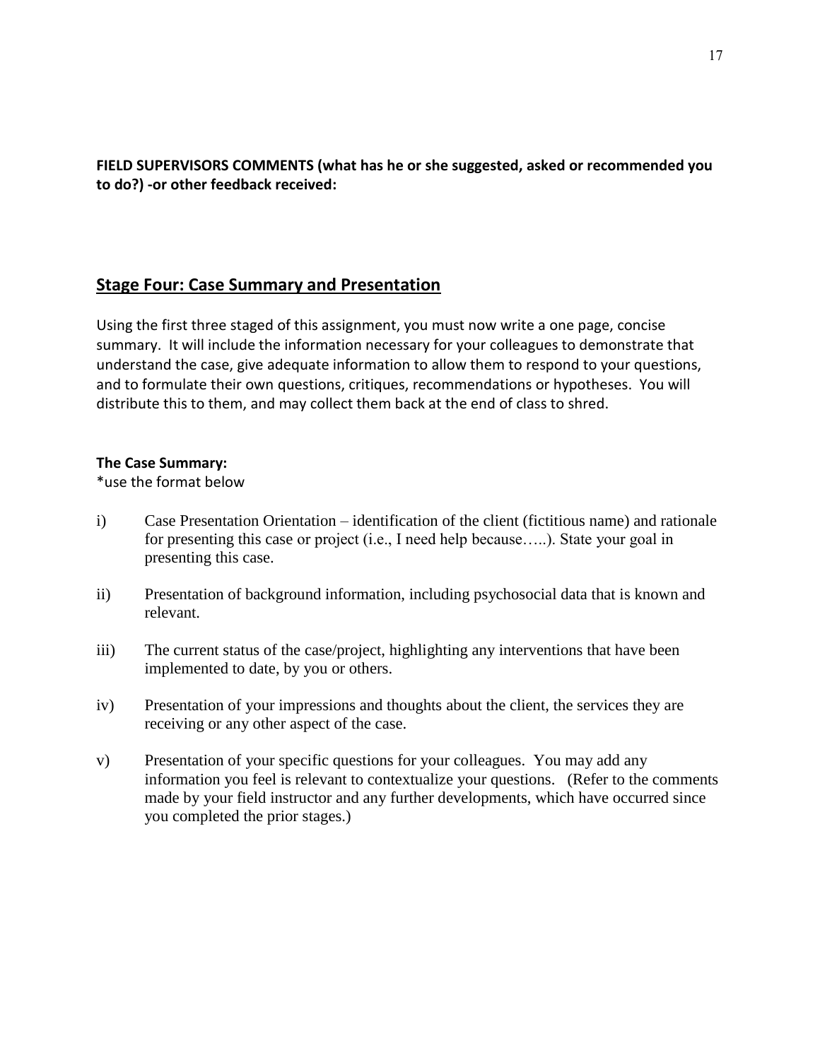**FIELD SUPERVISORS COMMENTS (what has he or she suggested, asked or recommended you to do?) -or other feedback received:**

## Stage Four: Case Summary and Presentation

Using the first three staged of this assignment, you must now write a one page, concise summary. It will include the information necessary for your colleagues to demonstrate that understand the case, give adequate information to allow them to respond to your questions, and to formulate their own questions, critiques, recommendations or hypotheses. You will distribute this to them, and may collect them back at the end of class to shred.

**The Case Summary:**

*use the format below

i) Case Presentation Orientation – identification of the client (fictitious name) and rationale for presenting this case or project (i.e., I need help because…..). State your goal in presenting this case.

ii) Presentation of background information, including psychosocial data that is known and relevant.

iii) The current status of the case/project, highlighting any interventions that have been implemented to date, by you or others.

iv) Presentation of your impressions and thoughts about the client, the services they are receiving or any other aspect of the case.

v) Presentation of your specific questions for your colleagues. You may add any information you feel is relevant to contextualize your questions. (Refer to the comments made by your field instructor and any further developments, which have occurred since you completed the prior stages.)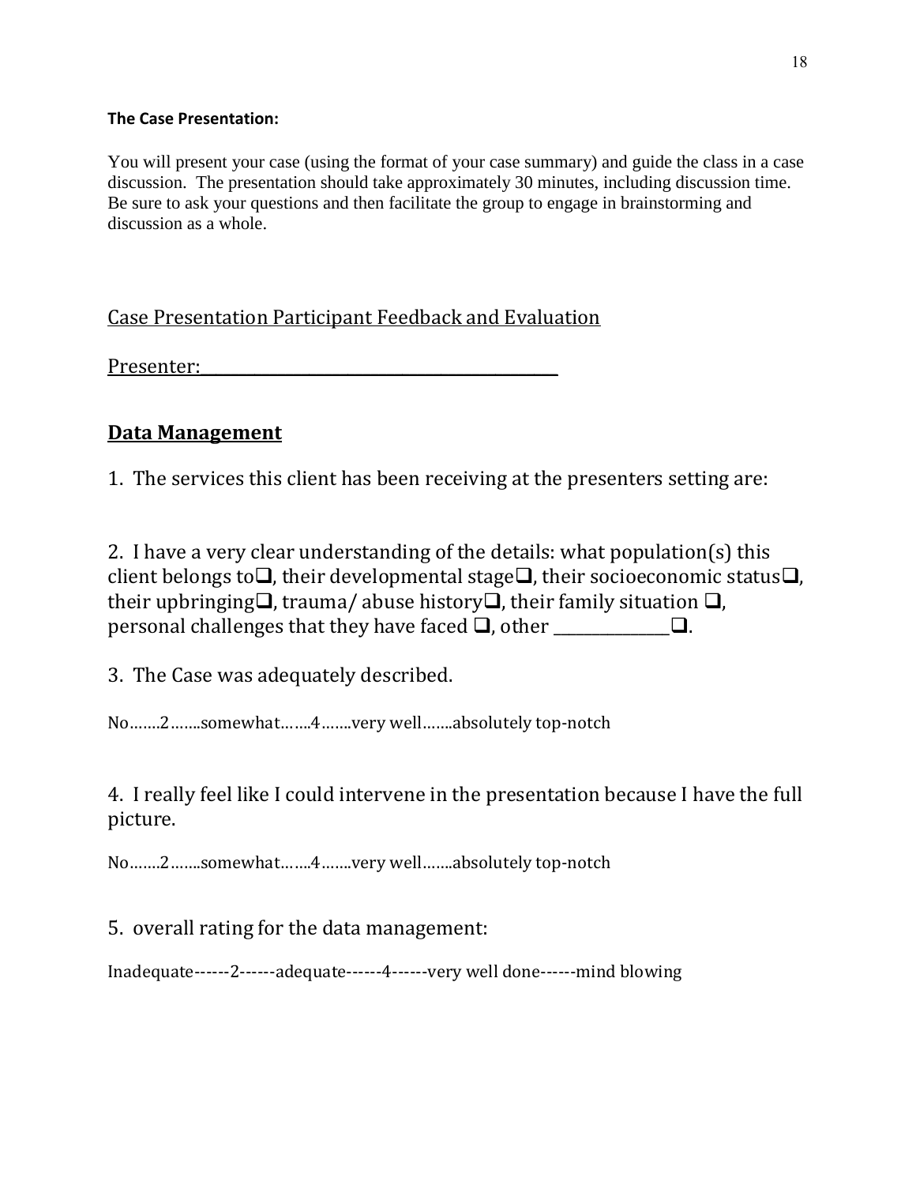**The Case Presentation:**

You will present your case (using the format of your case summary) and guide the class in a case discussion. The presentation should take approximately 30 minutes, including discussion time. Be sure to ask your questions and then facilitate the group to engage in brainstorming and discussion as a whole.

<u>Case Presentation Participant Feedback and Evaluation</u>

<u>Presenter:___________________________________________</u>

## <u>Data Management</u>

1. The services this client has been receiving at the presenters setting are:

2. I have a very clear understanding of the details: what population(s) this client belongs to❑, their developmental stage❑, their socioeconomic status❑, their upbringing❑, trauma/ abuse history❑, their family situation ❑, personal challenges that they have faced ❑, other _______________❑.

3. The Case was adequately described.

No…….2…….somewhat…….4…….very well…….absolutely top-notch

4. I really feel like I could intervene in the presentation because I have the full picture.

No…….2…….somewhat…….4…….very well…….absolutely top-notch

5. overall rating for the data management:

Inadequate------2------adequate------4------very well done------mind blowing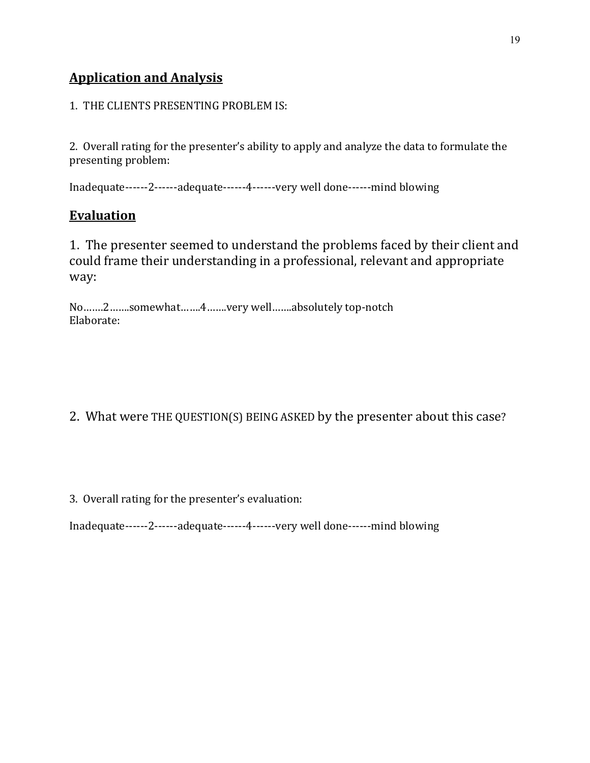## Application and Analysis

1. THE CLIENTS PRESENTING PROBLEM IS:

2. Overall rating for the presenter's ability to apply and analyze the data to formulate the presenting problem:

Inadequate------2------adequate------4------very well done------mind blowing

## Evaluation

1. The presenter seemed to understand the problems faced by their client and could frame their understanding in a professional, relevant and appropriate way:

No…….2……..somewhat…….4…….very well…….absolutely top-notch
Elaborate:

2. What were THE QUESTION(S) BEING ASKED by the presenter about this case?

3. Overall rating for the presenter's evaluation:

Inadequate------2------adequate------4------very well done------mind blowing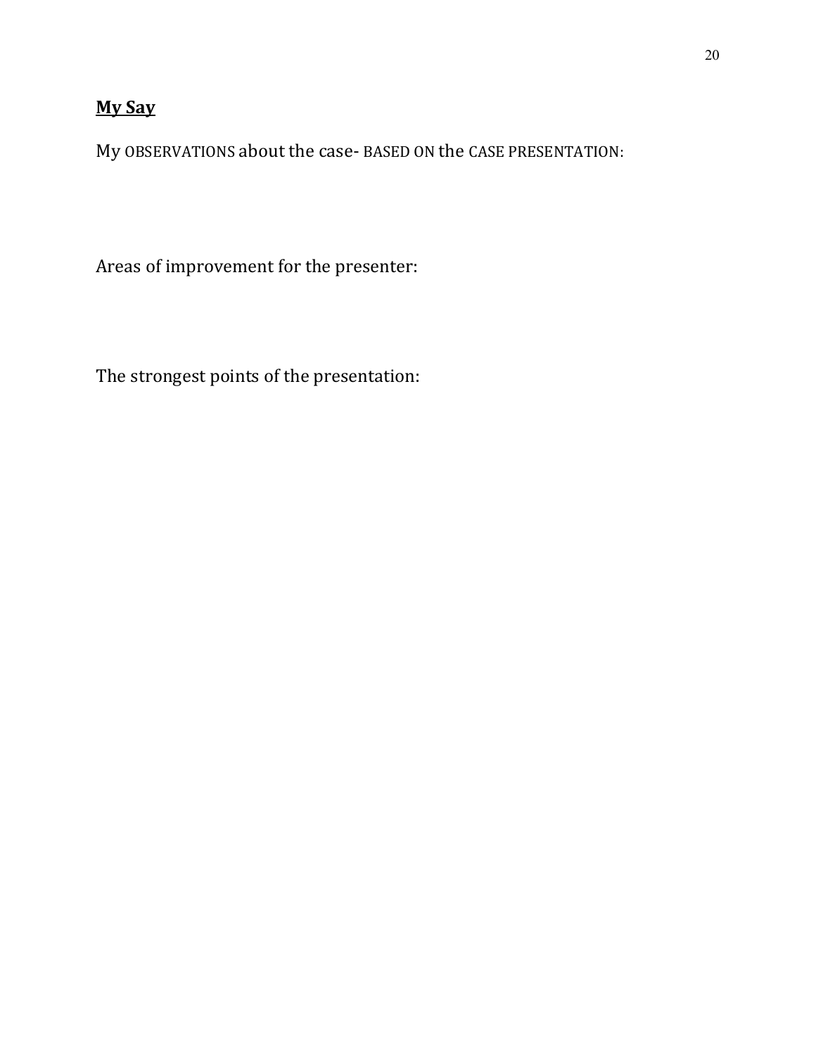## **My Say**

My OBSERVATIONS about the case- BASED ON the CASE PRESENTATION:

Areas of improvement for the presenter:

The strongest points of the presentation: